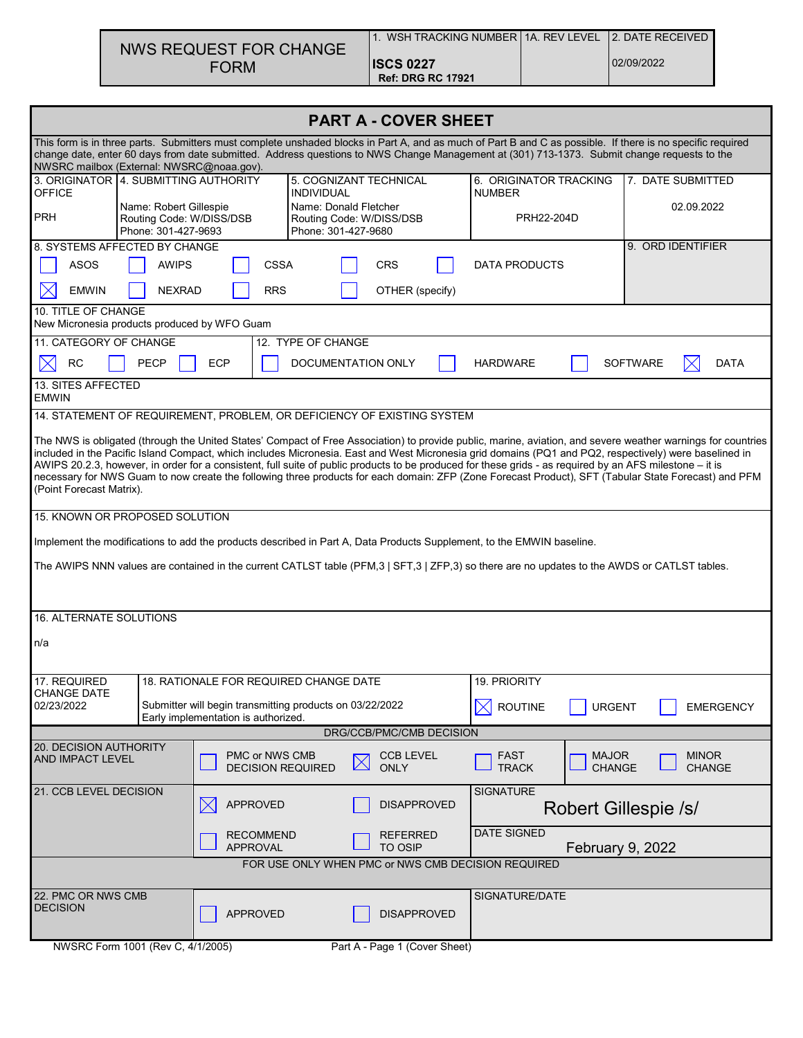# NWS REQUEST FOR CHANGE FORM

| 1. WSH TRACKING NUMBER | 1A. REV LEVEL | 2. DATE RECEIVED |
|---|---|---|
| **ISCS 0227** **Ref: DRG RC 17921** | | 02/09/2022 |

## PART A - COVER SHEET

This form is in three parts. Submitters must complete unshaded blocks in Part A, and as much of Part B and C as possible. If there is no specific required change date, enter 60 days from date submitted. Address questions to NWS Change Management at (301) 713-1373. Submit change requests to the NWSRC mailbox (External: NWSRC@noaa.gov).

| 3. ORIGINATOR OFFICE | 4. SUBMITTING AUTHORITY | 5. COGNIZANT TECHNICAL INDIVIDUAL | 6. ORIGINATOR TRACKING NUMBER | 7. DATE SUBMITTED |
|---|---|---|---|---|
| PRH | Name: Robert Gillespie<br>Routing Code: W/DISS/DSB<br>Phone: 301-427-9693 | Name: Donald Fletcher<br>Routing Code: W/DISS/DSB<br>Phone: 301-427-9680 | PRH22-204D | 02.09.2022 |

**8. SYSTEMS AFFECTED BY CHANGE**

- [ ] ASOS
- [ ] AWIPS
- [ ] CSSA
- [ ] CRS
- [ ] DATA PRODUCTS
- [x] EMWIN
- [ ] NEXRAD
- [ ] RRS
- [ ] OTHER (specify)

**9. ORD IDENTIFIER**

**10. TITLE OF CHANGE**
New Micronesia products produced by WFO Guam

**11. CATEGORY OF CHANGE**

- [x] RC
- [ ] PECP
- [ ] ECP

**12. TYPE OF CHANGE**

- [ ] DOCUMENTATION ONLY
- [ ] HARDWARE
- [ ] SOFTWARE
- [x] DATA

**13. SITES AFFECTED**
EMWIN

**14. STATEMENT OF REQUIREMENT, PROBLEM, OR DEFICIENCY OF EXISTING SYSTEM**

The NWS is obligated (through the United States' Compact of Free Association) to provide public, marine, aviation, and severe weather warnings for countries included in the Pacific Island Compact, which includes Micronesia. East and West Micronesia grid domains (PQ1 and PQ2, respectively) were baselined in AWIPS 20.2.3, however, in order for a consistent, full suite of public products to be produced for these grids - as required by an AFS milestone – it is necessary for NWS Guam to now create the following three products for each domain: ZFP (Zone Forecast Product), SFT (Tabular State Forecast) and PFM (Point Forecast Matrix).

**15. KNOWN OR PROPOSED SOLUTION**

Implement the modifications to add the products described in Part A, Data Products Supplement, to the EMWIN baseline.

The AWIPS NNN values are contained in the current CATLST table (PFM,3 | SFT,3 | ZFP,3) so there are no updates to the AWDS or CATLST tables.

**16. ALTERNATE SOLUTIONS**

n/a

| 17. REQUIRED CHANGE DATE | 18. RATIONALE FOR REQUIRED CHANGE DATE | 19. PRIORITY |
|---|---|---|
| 02/23/2022 | Submitter will begin transmitting products on 03/22/2022<br>Early implementation is authorized. | [x] ROUTINE [ ] URGENT [ ] EMERGENCY |

### DRG/CCB/PMC/CMB DECISION

**20. DECISION AUTHORITY AND IMPACT LEVEL**

- [ ] PMC or NWS CMB DECISION REQUIRED
- [x] CCB LEVEL ONLY
- [ ] FAST TRACK
- [ ] MAJOR CHANGE
- [ ] MINOR CHANGE

**21. CCB LEVEL DECISION**

- [x] APPROVED
- [ ] DISAPPROVED
- [ ] RECOMMEND APPROVAL
- [ ] REFERRED TO OSIP

SIGNATURE: Robert Gillespie /s/

DATE SIGNED: February 9, 2022

### FOR USE ONLY WHEN PMC or NWS CMB DECISION REQUIRED

**22. PMC OR NWS CMB DECISION**

- [ ] APPROVED
- [ ] DISAPPROVED

SIGNATURE/DATE

NWSRC Form 1001 (Rev C, 4/1/2005) Part A - Page 1 (Cover Sheet)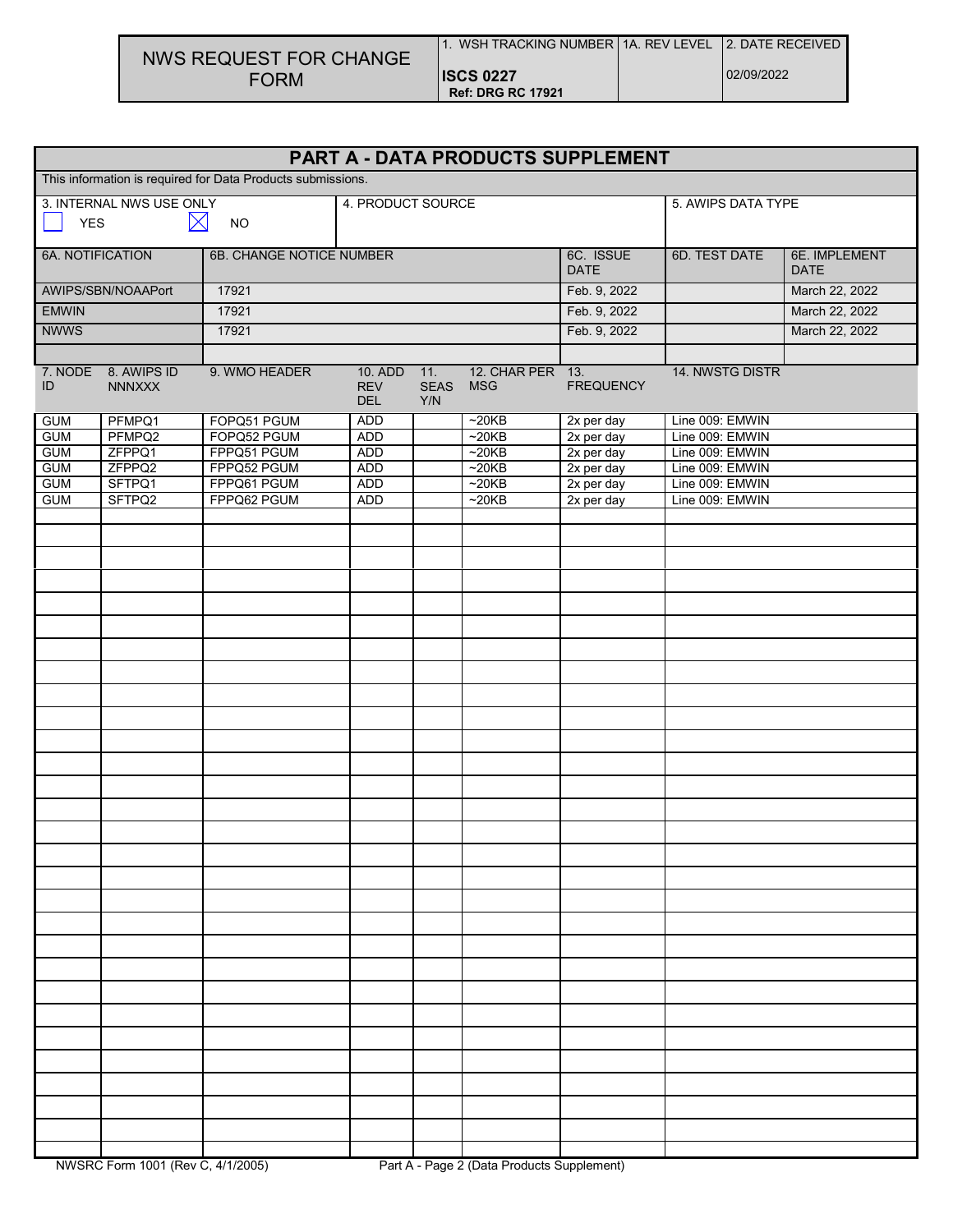| NWS REQUEST FOR CHANGE FORM | 1. WSH TRACKING NUMBER | 1A. REV LEVEL | 2. DATE RECEIVED |
|---|---|---|---|
| | **ISCS 0227** **Ref: DRG RC 17921** | | 02/09/2022 |

## PART A - DATA PRODUCTS SUPPLEMENT

This information is required for Data Products submissions.

| 3. INTERNAL NWS USE ONLY | 4. PRODUCT SOURCE | 5. AWIPS DATA TYPE |
|---|---|---|
| ☐ YES ☒ NO | | |

| 6A. NOTIFICATION | 6B. CHANGE NOTICE NUMBER | 6C. ISSUE DATE | 6D. TEST DATE | 6E. IMPLEMENT DATE |
|---|---|---|---|---|
| AWIPS/SBN/NOAAPort | 17921 | Feb. 9, 2022 | | March 22, 2022 |
| EMWIN | 17921 | Feb. 9, 2022 | | March 22, 2022 |
| NWWS | 17921 | Feb. 9, 2022 | | March 22, 2022 |

| 7. NODE ID | 8. AWIPS ID NNNXXX | 9. WMO HEADER | 10. ADD REV DEL | 11. SEAS Y/N | 12. CHAR PER MSG | 13. FREQUENCY | 14. NWSTG DISTR |
|---|---|---|---|---|---|---|---|
| GUM | PFMPQ1 | FOPQ51 PGUM | ADD | | ~20KB | 2x per day | Line 009: EMWIN |
| GUM | PFMPQ2 | FOPQ52 PGUM | ADD | | ~20KB | 2x per day | Line 009: EMWIN |
| GUM | ZFPPQ1 | FPPQ51 PGUM | ADD | | ~20KB | 2x per day | Line 009: EMWIN |
| GUM | ZFPPQ2 | FPPQ52 PGUM | ADD | | ~20KB | 2x per day | Line 009: EMWIN |
| GUM | SFTPQ1 | FPPQ61 PGUM | ADD | | ~20KB | 2x per day | Line 009: EMWIN |
| GUM | SFTPQ2 | FPPQ62 PGUM | ADD | | ~20KB | 2x per day | Line 009: EMWIN |

NWSRC Form 1001 (Rev C, 4/1/2005) Part A - Page 2 (Data Products Supplement)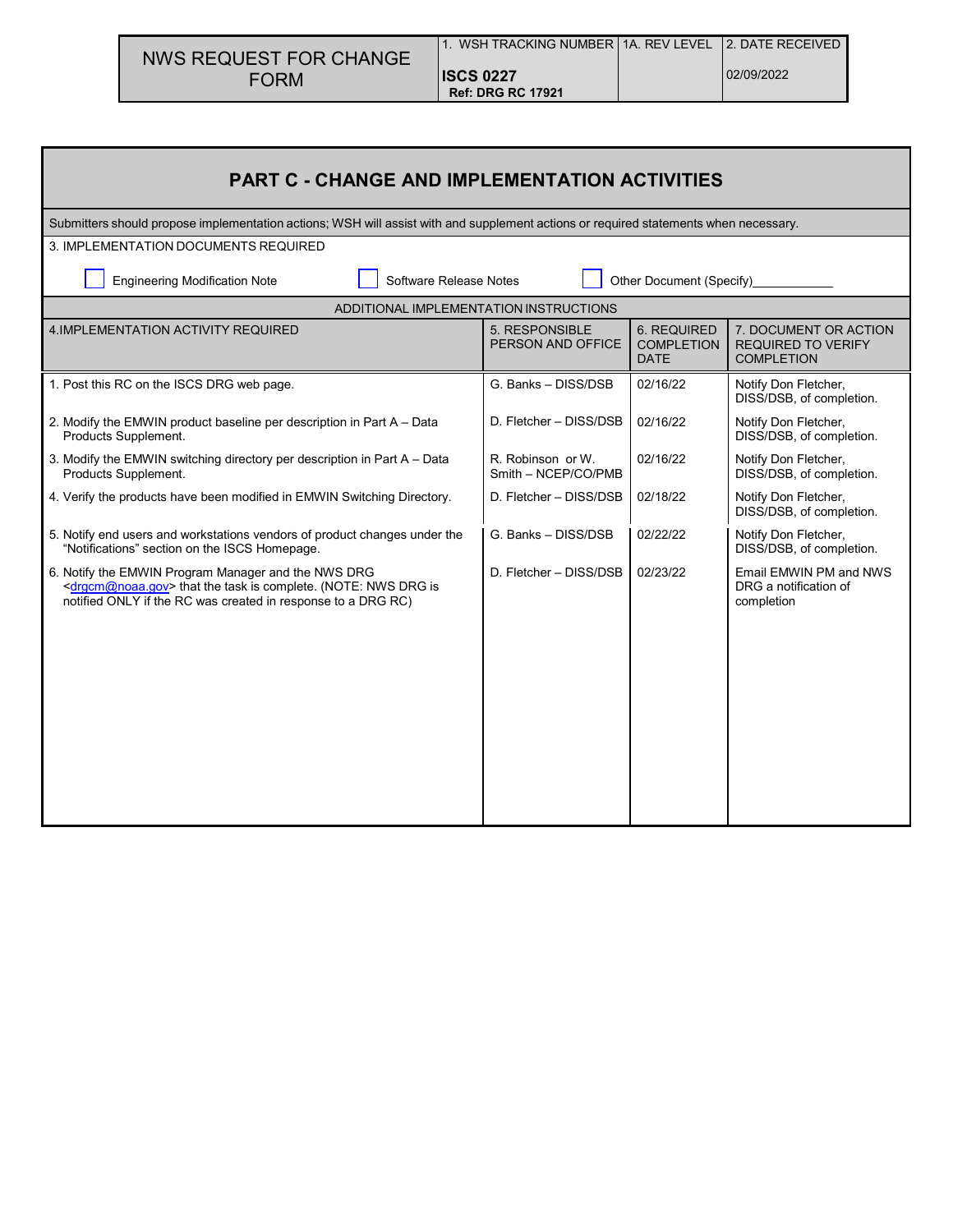| NWS REQUEST FOR CHANGE FORM | 1. WSH TRACKING NUMBER | 1A. REV LEVEL | 2. DATE RECEIVED |
|---|---|---|---|
| | **ISCS 0227** **Ref: DRG RC 17921** | | 02/09/2022 |

## PART C - CHANGE AND IMPLEMENTATION ACTIVITIES

Submitters should propose implementation actions; WSH will assist with and supplement actions or required statements when necessary.

3. IMPLEMENTATION DOCUMENTS REQUIRED

☐ Engineering Modification Note ☐ Software Release Notes ☐ Other Document (Specify)___________

ADDITIONAL IMPLEMENTATION INSTRUCTIONS

| 4.IMPLEMENTATION ACTIVITY REQUIRED | 5. RESPONSIBLE PERSON AND OFFICE | 6. REQUIRED COMPLETION DATE | 7. DOCUMENT OR ACTION REQUIRED TO VERIFY COMPLETION |
|---|---|---|---|
| 1. Post this RC on the ISCS DRG web page. | G. Banks – DISS/DSB | 02/16/22 | Notify Don Fletcher, DISS/DSB, of completion. |
| 2. Modify the EMWIN product baseline per description in Part A – Data Products Supplement. | D. Fletcher – DISS/DSB | 02/16/22 | Notify Don Fletcher, DISS/DSB, of completion. |
| 3. Modify the EMWIN switching directory per description in Part A – Data Products Supplement. | R. Robinson or W. Smith – NCEP/CO/PMB | 02/16/22 | Notify Don Fletcher, DISS/DSB, of completion. |
| 4. Verify the products have been modified in EMWIN Switching Directory. | D. Fletcher – DISS/DSB | 02/18/22 | Notify Don Fletcher, DISS/DSB, of completion. |
| 5. Notify end users and workstations vendors of product changes under the "Notifications" section on the ISCS Homepage. | G. Banks – DISS/DSB | 02/22/22 | Notify Don Fletcher, DISS/DSB, of completion. |
| 6. Notify the EMWIN Program Manager and the NWS DRG <drgcm@noaa.gov> that the task is complete. (NOTE: NWS DRG is notified ONLY if the RC was created in response to a DRG RC) | D. Fletcher – DISS/DSB | 02/23/22 | Email EMWIN PM and NWS DRG a notification of completion |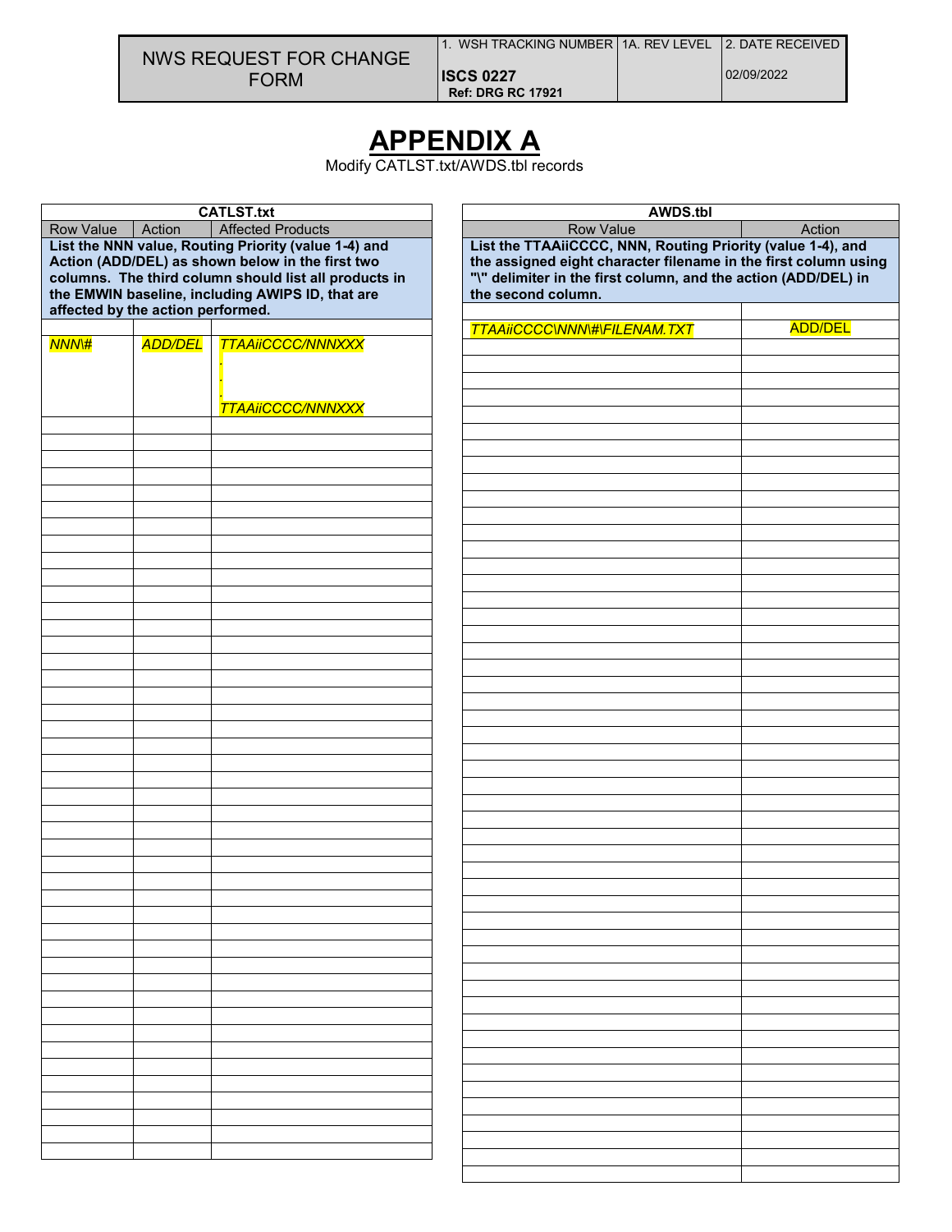| NWS REQUEST FOR CHANGE FORM | 1. WSH TRACKING NUMBER | 1A. REV LEVEL | 2. DATE RECEIVED |
|---|---|---|---|
| | **ISCS 0227** **Ref: DRG RC 17921** | | 02/09/2022 |

# APPENDIX A

Modify CATLST.txt/AWDS.tbl records

| **CATLST.txt** | | |
|---|---|---|
| Row Value | Action | Affected Products |
| **List the NNN value, Routing Priority (value 1-4) and Action (ADD/DEL) as shown below in the first two columns. The third column should list all products in the EMWIN baseline, including AWIPS ID, that are affected by the action performed.** | | |
| | | |
| *NNN\#* | *ADD/DEL* | *TTAAiiCCCC/NNNXXX* . . . *TTAAiiCCCC/NNNXXX* |

| **AWDS.tbl** | |
|---|---|
| Row Value | Action |
| **List the TTAAiiCCCC, NNN, Routing Priority (value 1-4), and the assigned eight character filename in the first column using "\" delimiter in the first column, and the action (ADD/DEL) in the second column.** | |
| | |
| *TTAAiiCCCC\NNN\#\FILENAM.TXT* | ADD/DEL |